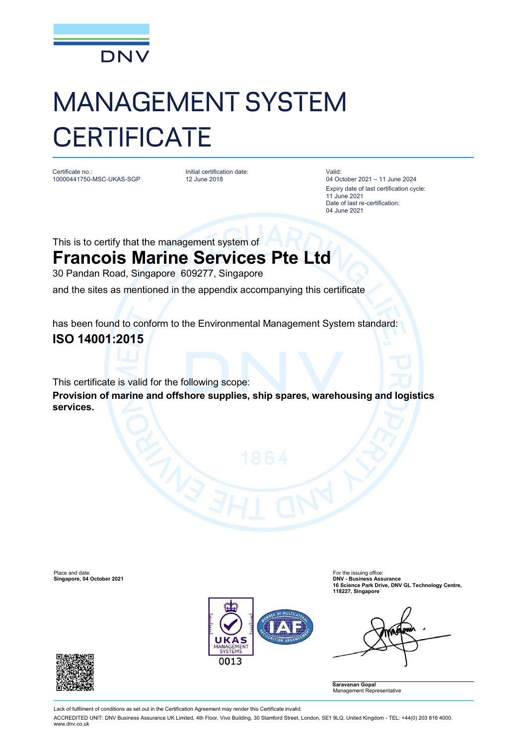# MANAGEMENT SYSTEM CERTIFICATE

Certificate no.:
10000441750-MSC-UKAS-SGP

Initial certification date:
12 June 2018

Valid:
04 October 2021 – 11 June 2024

Expiry date of last certification cycle:
11 June 2021

Date of last re-certification:
04 June 2021

This is to certify that the management system of

## Francois Marine Services Pte Ltd

30 Pandan Road, Singapore 609277, Singapore

and the sites as mentioned in the appendix accompanying this certificate

has been found to conform to the Environmental Management System standard:

**ISO 14001:2015**

This certificate is valid for the following scope:

**Provision of marine and offshore supplies, ship spares, warehousing and logistics services.**

Place and date:
**Singapore, 04 October 2021**

For the issuing office:
**DNV - Business Assurance**
**16 Science Park Drive, DNV GL Technology Centre, 118227, Singapore**

**Saravanan Gopal**
Management Representative

Lack of fulfilment of conditions as set out in the Certification Agreement may render this Certificate invalid.

ACCREDITED UNIT: DNV Business Assurance UK Limited, 4th Floor, Vivo Building, 30 Stamford Street, London, SE1 9LQ, United Kingdom - TEL: +44(0) 203 816 4000. www.dnv.co.uk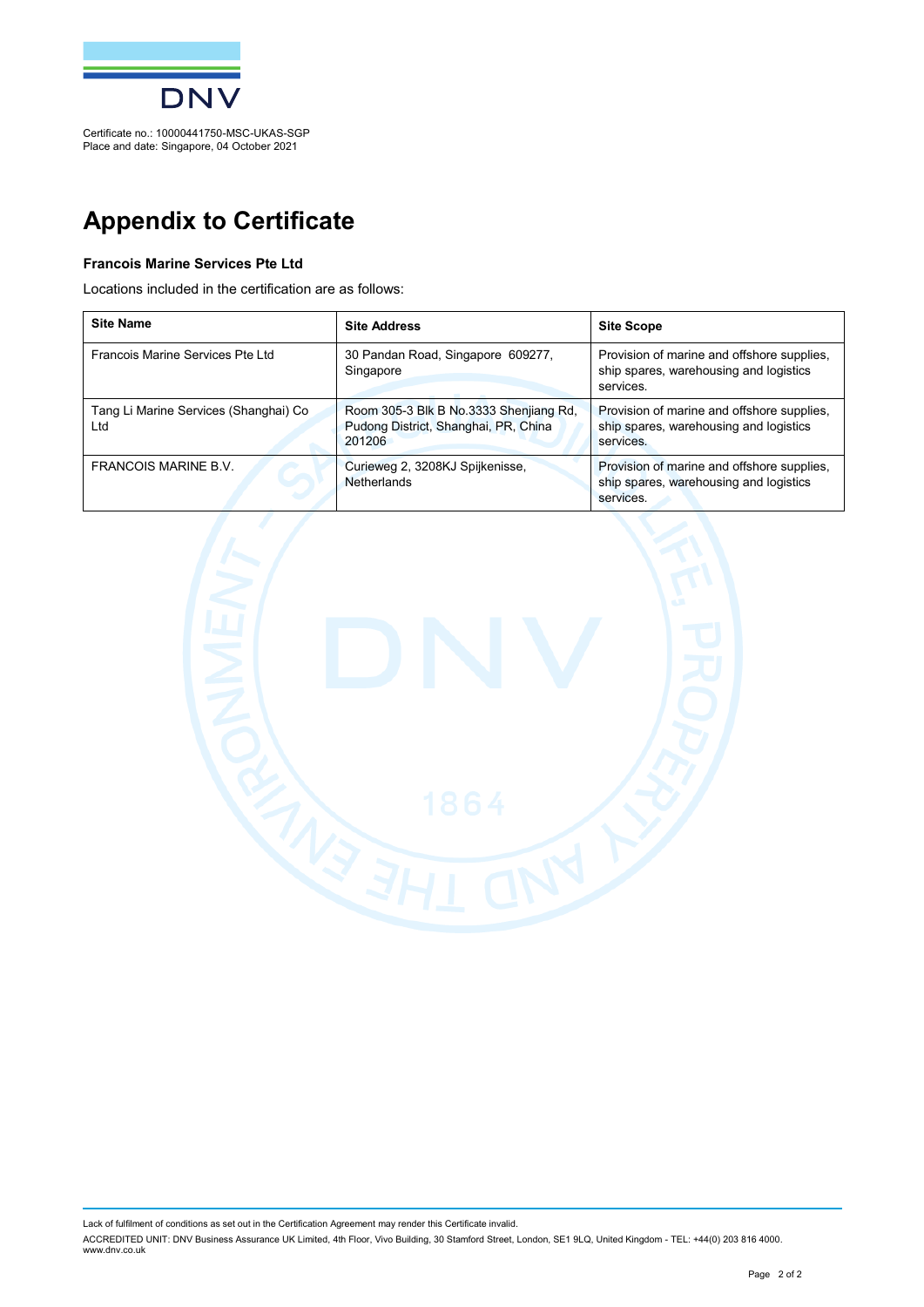Certificate no.: 10000441750-MSC-UKAS-SGP
Place and date: Singapore, 04 October 2021

# Appendix to Certificate

**Francois Marine Services Pte Ltd**

Locations included in the certification are as follows:

| Site Name | Site Address | Site Scope |
|---|---|---|
| Francois Marine Services Pte Ltd | 30 Pandan Road, Singapore 609277, Singapore | Provision of marine and offshore supplies, ship spares, warehousing and logistics services. |
| Tang Li Marine Services (Shanghai) Co Ltd | Room 305-3 Blk B No.3333 Shenjiang Rd, Pudong District, Shanghai, PR, China 201206 | Provision of marine and offshore supplies, ship spares, warehousing and logistics services. |
| FRANCOIS MARINE B.V. | Curieweg 2, 3208KJ Spijkenisse, Netherlands | Provision of marine and offshore supplies, ship spares, warehousing and logistics services. |

Lack of fulfilment of conditions as set out in the Certification Agreement may render this Certificate invalid.

ACCREDITED UNIT: DNV Business Assurance UK Limited, 4th Floor, Vivo Building, 30 Stamford Street, London, SE1 9LQ, United Kingdom - TEL: +44(0) 203 816 4000. www.dnv.co.uk